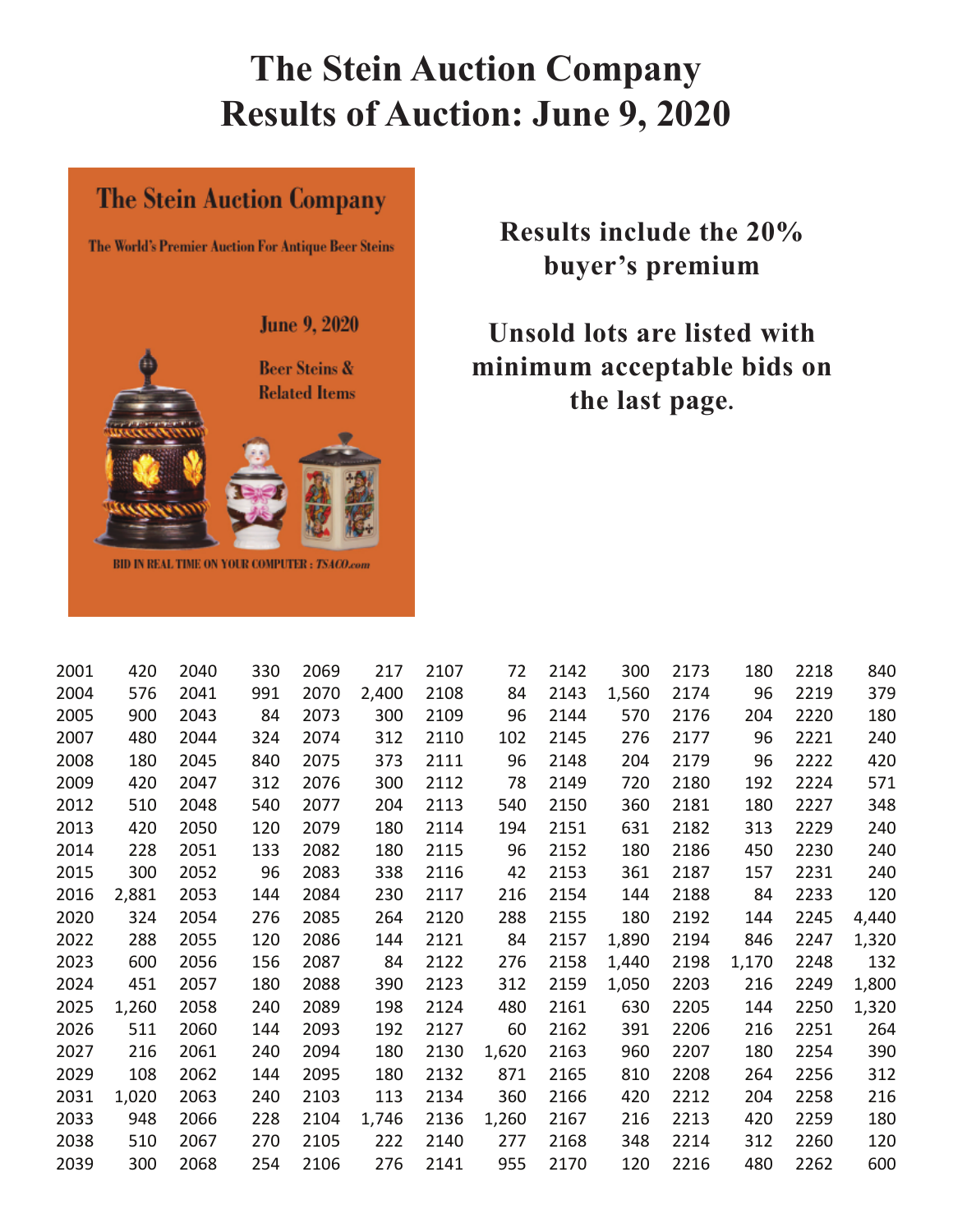# The Stein Auction Company
# Results of Auction: June 9, 2020

The Stein Auction Company

The World's Premier Auction For Antique Beer Steins

June 9, 2020

Beer Steins & Related Items

BID IN REAL TIME ON YOUR COMPUTER : TSACO.com

**Results include the 20% buyer's premium**

**Unsold lots are listed with minimum acceptable bids on the last page.**

| Lot | Price | Lot | Price | Lot | Price | Lot | Price | Lot | Price | Lot | Price | Lot | Price |
|---|---|---|---|---|---|---|---|---|---|---|---|---|---|
| 2001 | 420 | 2040 | 330 | 2069 | 217 | 2107 | 72 | 2142 | 300 | 2173 | 180 | 2218 | 840 |
| 2004 | 576 | 2041 | 991 | 2070 | 2,400 | 2108 | 84 | 2143 | 1,560 | 2174 | 96 | 2219 | 379 |
| 2005 | 900 | 2043 | 84 | 2073 | 300 | 2109 | 96 | 2144 | 570 | 2176 | 204 | 2220 | 180 |
| 2007 | 480 | 2044 | 324 | 2074 | 312 | 2110 | 102 | 2145 | 276 | 2177 | 96 | 2221 | 240 |
| 2008 | 180 | 2045 | 840 | 2075 | 373 | 2111 | 96 | 2148 | 204 | 2179 | 96 | 2222 | 420 |
| 2009 | 420 | 2047 | 312 | 2076 | 300 | 2112 | 78 | 2149 | 720 | 2180 | 192 | 2224 | 571 |
| 2012 | 510 | 2048 | 540 | 2077 | 204 | 2113 | 540 | 2150 | 360 | 2181 | 180 | 2227 | 348 |
| 2013 | 420 | 2050 | 120 | 2079 | 180 | 2114 | 194 | 2151 | 631 | 2182 | 313 | 2229 | 240 |
| 2014 | 228 | 2051 | 133 | 2082 | 180 | 2115 | 96 | 2152 | 180 | 2186 | 450 | 2230 | 240 |
| 2015 | 300 | 2052 | 96 | 2083 | 338 | 2116 | 42 | 2153 | 361 | 2187 | 157 | 2231 | 240 |
| 2016 | 2,881 | 2053 | 144 | 2084 | 230 | 2117 | 216 | 2154 | 144 | 2188 | 84 | 2233 | 120 |
| 2020 | 324 | 2054 | 276 | 2085 | 264 | 2120 | 288 | 2155 | 180 | 2192 | 144 | 2245 | 4,440 |
| 2022 | 288 | 2055 | 120 | 2086 | 144 | 2121 | 84 | 2157 | 1,890 | 2194 | 846 | 2247 | 1,320 |
| 2023 | 600 | 2056 | 156 | 2087 | 84 | 2122 | 276 | 2158 | 1,440 | 2198 | 1,170 | 2248 | 132 |
| 2024 | 451 | 2057 | 180 | 2088 | 390 | 2123 | 312 | 2159 | 1,050 | 2203 | 216 | 2249 | 1,800 |
| 2025 | 1,260 | 2058 | 240 | 2089 | 198 | 2124 | 480 | 2161 | 630 | 2205 | 144 | 2250 | 1,320 |
| 2026 | 511 | 2060 | 144 | 2093 | 192 | 2127 | 60 | 2162 | 391 | 2206 | 216 | 2251 | 264 |
| 2027 | 216 | 2061 | 240 | 2094 | 180 | 2130 | 1,620 | 2163 | 960 | 2207 | 180 | 2254 | 390 |
| 2029 | 108 | 2062 | 144 | 2095 | 180 | 2132 | 871 | 2165 | 810 | 2208 | 264 | 2256 | 312 |
| 2031 | 1,020 | 2063 | 240 | 2103 | 113 | 2134 | 360 | 2166 | 420 | 2212 | 204 | 2258 | 216 |
| 2033 | 948 | 2066 | 228 | 2104 | 1,746 | 2136 | 1,260 | 2167 | 216 | 2213 | 420 | 2259 | 180 |
| 2038 | 510 | 2067 | 270 | 2105 | 222 | 2140 | 277 | 2168 | 348 | 2214 | 312 | 2260 | 120 |
| 2039 | 300 | 2068 | 254 | 2106 | 276 | 2141 | 955 | 2170 | 120 | 2216 | 480 | 2262 | 600 |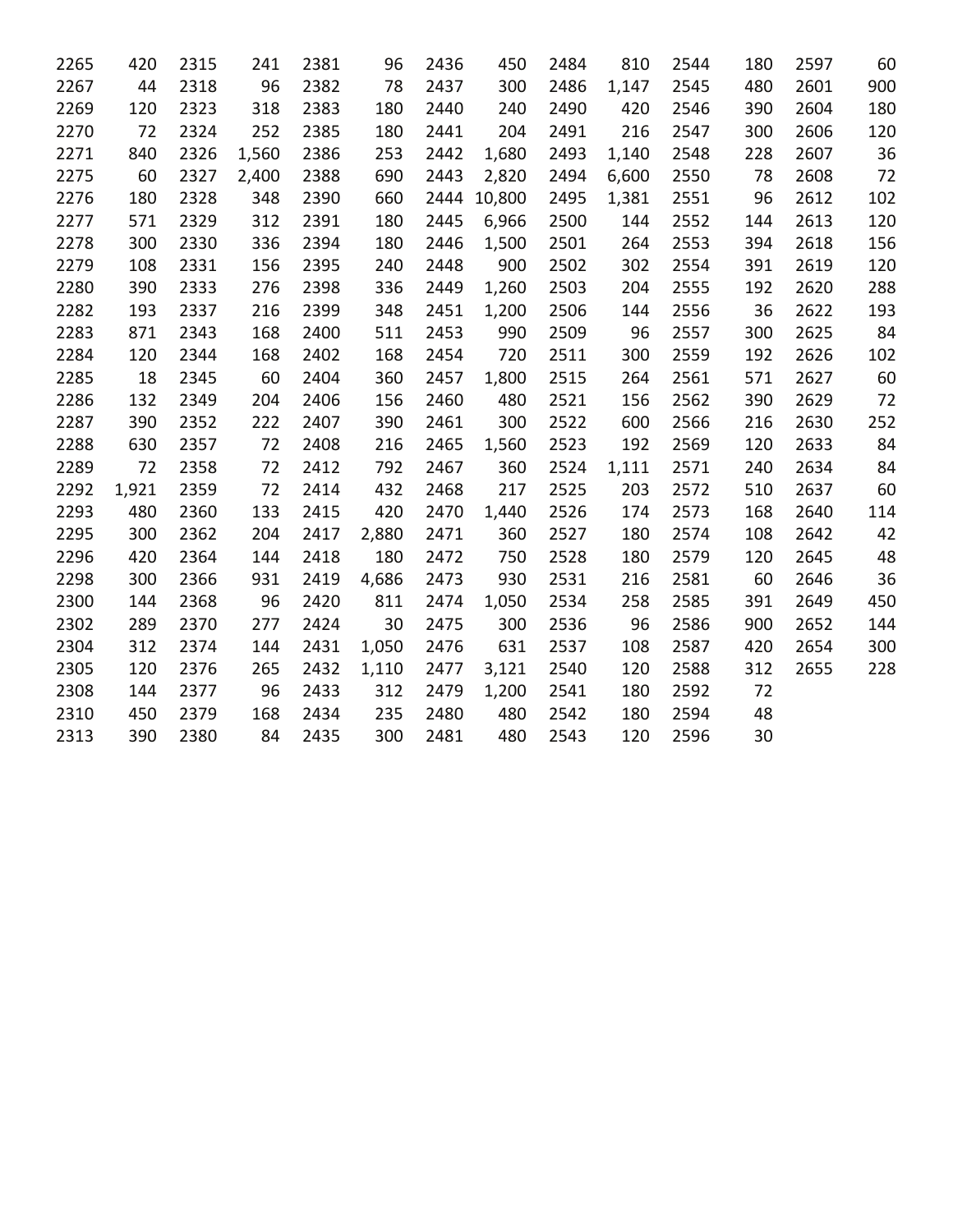| | | | | | | | | | | | | | |
|---|---|---|---|---|---|---|---|---|---|---|---|---|---|
| 2265 | 420 | 2315 | 241 | 2381 | 96 | 2436 | 450 | 2484 | 810 | 2544 | 180 | 2597 | 60 |
| 2267 | 44 | 2318 | 96 | 2382 | 78 | 2437 | 300 | 2486 | 1,147 | 2545 | 480 | 2601 | 900 |
| 2269 | 120 | 2323 | 318 | 2383 | 180 | 2440 | 240 | 2490 | 420 | 2546 | 390 | 2604 | 180 |
| 2270 | 72 | 2324 | 252 | 2385 | 180 | 2441 | 204 | 2491 | 216 | 2547 | 300 | 2606 | 120 |
| 2271 | 840 | 2326 | 1,560 | 2386 | 253 | 2442 | 1,680 | 2493 | 1,140 | 2548 | 228 | 2607 | 36 |
| 2275 | 60 | 2327 | 2,400 | 2388 | 690 | 2443 | 2,820 | 2494 | 6,600 | 2550 | 78 | 2608 | 72 |
| 2276 | 180 | 2328 | 348 | 2390 | 660 | 2444 | 10,800 | 2495 | 1,381 | 2551 | 96 | 2612 | 102 |
| 2277 | 571 | 2329 | 312 | 2391 | 180 | 2445 | 6,966 | 2500 | 144 | 2552 | 144 | 2613 | 120 |
| 2278 | 300 | 2330 | 336 | 2394 | 180 | 2446 | 1,500 | 2501 | 264 | 2553 | 394 | 2618 | 156 |
| 2279 | 108 | 2331 | 156 | 2395 | 240 | 2448 | 900 | 2502 | 302 | 2554 | 391 | 2619 | 120 |
| 2280 | 390 | 2333 | 276 | 2398 | 336 | 2449 | 1,260 | 2503 | 204 | 2555 | 192 | 2620 | 288 |
| 2282 | 193 | 2337 | 216 | 2399 | 348 | 2451 | 1,200 | 2506 | 144 | 2556 | 36 | 2622 | 193 |
| 2283 | 871 | 2343 | 168 | 2400 | 511 | 2453 | 990 | 2509 | 96 | 2557 | 300 | 2625 | 84 |
| 2284 | 120 | 2344 | 168 | 2402 | 168 | 2454 | 720 | 2511 | 300 | 2559 | 192 | 2626 | 102 |
| 2285 | 18 | 2345 | 60 | 2404 | 360 | 2457 | 1,800 | 2515 | 264 | 2561 | 571 | 2627 | 60 |
| 2286 | 132 | 2349 | 204 | 2406 | 156 | 2460 | 480 | 2521 | 156 | 2562 | 390 | 2629 | 72 |
| 2287 | 390 | 2352 | 222 | 2407 | 390 | 2461 | 300 | 2522 | 600 | 2566 | 216 | 2630 | 252 |
| 2288 | 630 | 2357 | 72 | 2408 | 216 | 2465 | 1,560 | 2523 | 192 | 2569 | 120 | 2633 | 84 |
| 2289 | 72 | 2358 | 72 | 2412 | 792 | 2467 | 360 | 2524 | 1,111 | 2571 | 240 | 2634 | 84 |
| 2292 | 1,921 | 2359 | 72 | 2414 | 432 | 2468 | 217 | 2525 | 203 | 2572 | 510 | 2637 | 60 |
| 2293 | 480 | 2360 | 133 | 2415 | 420 | 2470 | 1,440 | 2526 | 174 | 2573 | 168 | 2640 | 114 |
| 2295 | 300 | 2362 | 204 | 2417 | 2,880 | 2471 | 360 | 2527 | 180 | 2574 | 108 | 2642 | 42 |
| 2296 | 420 | 2364 | 144 | 2418 | 180 | 2472 | 750 | 2528 | 180 | 2579 | 120 | 2645 | 48 |
| 2298 | 300 | 2366 | 931 | 2419 | 4,686 | 2473 | 930 | 2531 | 216 | 2581 | 60 | 2646 | 36 |
| 2300 | 144 | 2368 | 96 | 2420 | 811 | 2474 | 1,050 | 2534 | 258 | 2585 | 391 | 2649 | 450 |
| 2302 | 289 | 2370 | 277 | 2424 | 30 | 2475 | 300 | 2536 | 96 | 2586 | 900 | 2652 | 144 |
| 2304 | 312 | 2374 | 144 | 2431 | 1,050 | 2476 | 631 | 2537 | 108 | 2587 | 420 | 2654 | 300 |
| 2305 | 120 | 2376 | 265 | 2432 | 1,110 | 2477 | 3,121 | 2540 | 120 | 2588 | 312 | 2655 | 228 |
| 2308 | 144 | 2377 | 96 | 2433 | 312 | 2479 | 1,200 | 2541 | 180 | 2592 | 72 | | |
| 2310 | 450 | 2379 | 168 | 2434 | 235 | 2480 | 480 | 2542 | 180 | 2594 | 48 | | |
| 2313 | 390 | 2380 | 84 | 2435 | 300 | 2481 | 480 | 2543 | 120 | 2596 | 30 | | |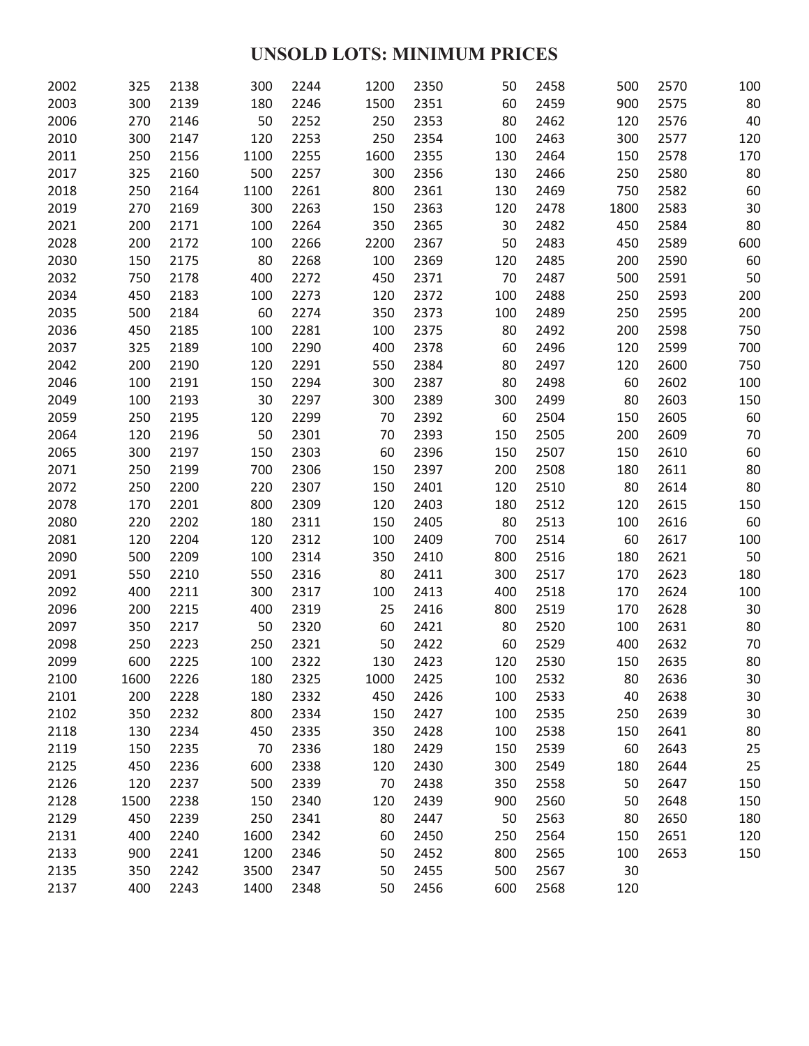# UNSOLD LOTS: MINIMUM PRICES

| | | | | | | | | | | | |
|---|---|---|---|---|---|---|---|---|---|---|---|
| 2002 | 325 | 2138 | 300 | 2244 | 1200 | 2350 | 50 | 2458 | 500 | 2570 | 100 |
| 2003 | 300 | 2139 | 180 | 2246 | 1500 | 2351 | 60 | 2459 | 900 | 2575 | 80 |
| 2006 | 270 | 2146 | 50 | 2252 | 250 | 2353 | 80 | 2462 | 120 | 2576 | 40 |
| 2010 | 300 | 2147 | 120 | 2253 | 250 | 2354 | 100 | 2463 | 300 | 2577 | 120 |
| 2011 | 250 | 2156 | 1100 | 2255 | 1600 | 2355 | 130 | 2464 | 150 | 2578 | 170 |
| 2017 | 325 | 2160 | 500 | 2257 | 300 | 2356 | 130 | 2466 | 250 | 2580 | 80 |
| 2018 | 250 | 2164 | 1100 | 2261 | 800 | 2361 | 130 | 2469 | 750 | 2582 | 60 |
| 2019 | 270 | 2169 | 300 | 2263 | 150 | 2363 | 120 | 2478 | 1800 | 2583 | 30 |
| 2021 | 200 | 2171 | 100 | 2264 | 350 | 2365 | 30 | 2482 | 450 | 2584 | 80 |
| 2028 | 200 | 2172 | 100 | 2266 | 2200 | 2367 | 50 | 2483 | 450 | 2589 | 600 |
| 2030 | 150 | 2175 | 80 | 2268 | 100 | 2369 | 120 | 2485 | 200 | 2590 | 60 |
| 2032 | 750 | 2178 | 400 | 2272 | 450 | 2371 | 70 | 2487 | 500 | 2591 | 50 |
| 2034 | 450 | 2183 | 100 | 2273 | 120 | 2372 | 100 | 2488 | 250 | 2593 | 200 |
| 2035 | 500 | 2184 | 60 | 2274 | 350 | 2373 | 100 | 2489 | 250 | 2595 | 200 |
| 2036 | 450 | 2185 | 100 | 2281 | 100 | 2375 | 80 | 2492 | 200 | 2598 | 750 |
| 2037 | 325 | 2189 | 100 | 2290 | 400 | 2378 | 60 | 2496 | 120 | 2599 | 700 |
| 2042 | 200 | 2190 | 120 | 2291 | 550 | 2384 | 80 | 2497 | 120 | 2600 | 750 |
| 2046 | 100 | 2191 | 150 | 2294 | 300 | 2387 | 80 | 2498 | 60 | 2602 | 100 |
| 2049 | 100 | 2193 | 30 | 2297 | 300 | 2389 | 300 | 2499 | 80 | 2603 | 150 |
| 2059 | 250 | 2195 | 120 | 2299 | 70 | 2392 | 60 | 2504 | 150 | 2605 | 60 |
| 2064 | 120 | 2196 | 50 | 2301 | 70 | 2393 | 150 | 2505 | 200 | 2609 | 70 |
| 2065 | 300 | 2197 | 150 | 2303 | 60 | 2396 | 150 | 2507 | 150 | 2610 | 60 |
| 2071 | 250 | 2199 | 700 | 2306 | 150 | 2397 | 200 | 2508 | 180 | 2611 | 80 |
| 2072 | 250 | 2200 | 220 | 2307 | 150 | 2401 | 120 | 2510 | 80 | 2614 | 80 |
| 2078 | 170 | 2201 | 800 | 2309 | 120 | 2403 | 180 | 2512 | 120 | 2615 | 150 |
| 2080 | 220 | 2202 | 180 | 2311 | 150 | 2405 | 80 | 2513 | 100 | 2616 | 60 |
| 2081 | 120 | 2204 | 120 | 2312 | 100 | 2409 | 700 | 2514 | 60 | 2617 | 100 |
| 2090 | 500 | 2209 | 100 | 2314 | 350 | 2410 | 800 | 2516 | 180 | 2621 | 50 |
| 2091 | 550 | 2210 | 550 | 2316 | 80 | 2411 | 300 | 2517 | 170 | 2623 | 180 |
| 2092 | 400 | 2211 | 300 | 2317 | 100 | 2413 | 400 | 2518 | 170 | 2624 | 100 |
| 2096 | 200 | 2215 | 400 | 2319 | 25 | 2416 | 800 | 2519 | 170 | 2628 | 30 |
| 2097 | 350 | 2217 | 50 | 2320 | 60 | 2421 | 80 | 2520 | 100 | 2631 | 80 |
| 2098 | 250 | 2223 | 250 | 2321 | 50 | 2422 | 60 | 2529 | 400 | 2632 | 70 |
| 2099 | 600 | 2225 | 100 | 2322 | 130 | 2423 | 120 | 2530 | 150 | 2635 | 80 |
| 2100 | 1600 | 2226 | 180 | 2325 | 1000 | 2425 | 100 | 2532 | 80 | 2636 | 30 |
| 2101 | 200 | 2228 | 180 | 2332 | 450 | 2426 | 100 | 2533 | 40 | 2638 | 30 |
| 2102 | 350 | 2232 | 800 | 2334 | 150 | 2427 | 100 | 2535 | 250 | 2639 | 30 |
| 2118 | 130 | 2234 | 450 | 2335 | 350 | 2428 | 100 | 2538 | 150 | 2641 | 80 |
| 2119 | 150 | 2235 | 70 | 2336 | 180 | 2429 | 150 | 2539 | 60 | 2643 | 25 |
| 2125 | 450 | 2236 | 600 | 2338 | 120 | 2430 | 300 | 2549 | 180 | 2644 | 25 |
| 2126 | 120 | 2237 | 500 | 2339 | 70 | 2438 | 350 | 2558 | 50 | 2647 | 150 |
| 2128 | 1500 | 2238 | 150 | 2340 | 120 | 2439 | 900 | 2560 | 50 | 2648 | 150 |
| 2129 | 450 | 2239 | 250 | 2341 | 80 | 2447 | 50 | 2563 | 80 | 2650 | 180 |
| 2131 | 400 | 2240 | 1600 | 2342 | 60 | 2450 | 250 | 2564 | 150 | 2651 | 120 |
| 2133 | 900 | 2241 | 1200 | 2346 | 50 | 2452 | 800 | 2565 | 100 | 2653 | 150 |
| 2135 | 350 | 2242 | 3500 | 2347 | 50 | 2455 | 500 | 2567 | 30 | | |
| 2137 | 400 | 2243 | 1400 | 2348 | 50 | 2456 | 600 | 2568 | 120 | | |